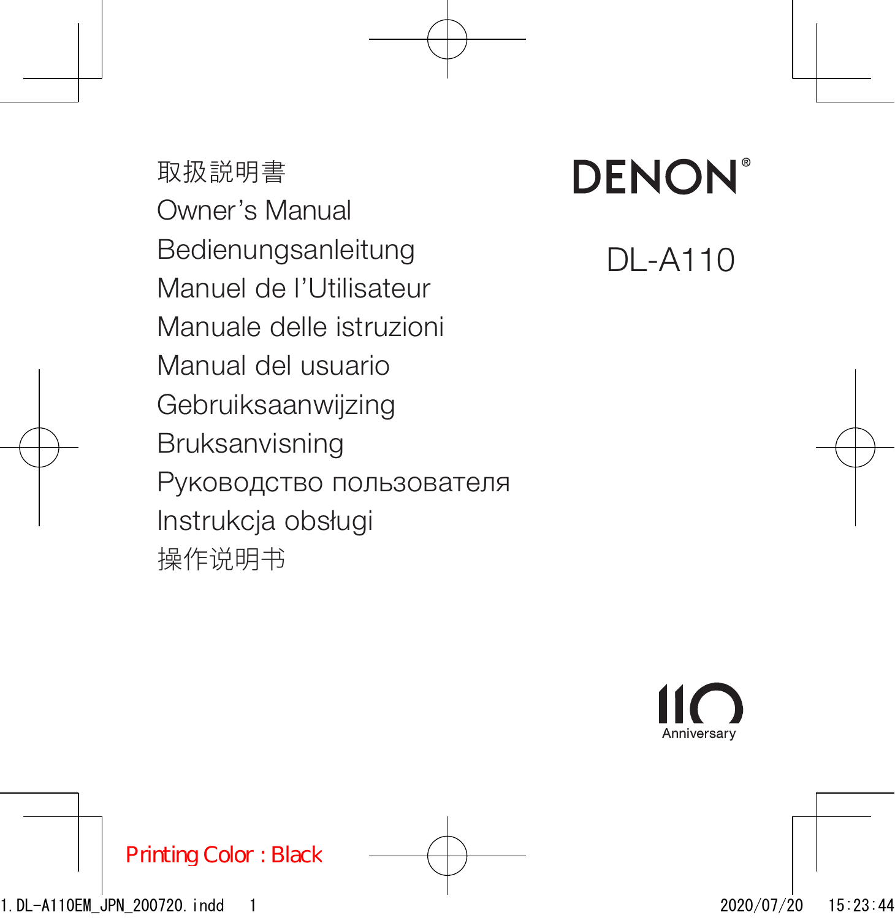# DENON

## DL-A110

取扱説明書

Owner’s Manual

Bedienungsanleitung

Manuel de l’Utilisateur

Manuale delle istruzioni

Manual del usuario

Gebruiksaanwijzing

Bruksanvisning

Руководство пользователя

Instrukcja obsługi

操作说明书

110 Anniversary

Printing Color : Black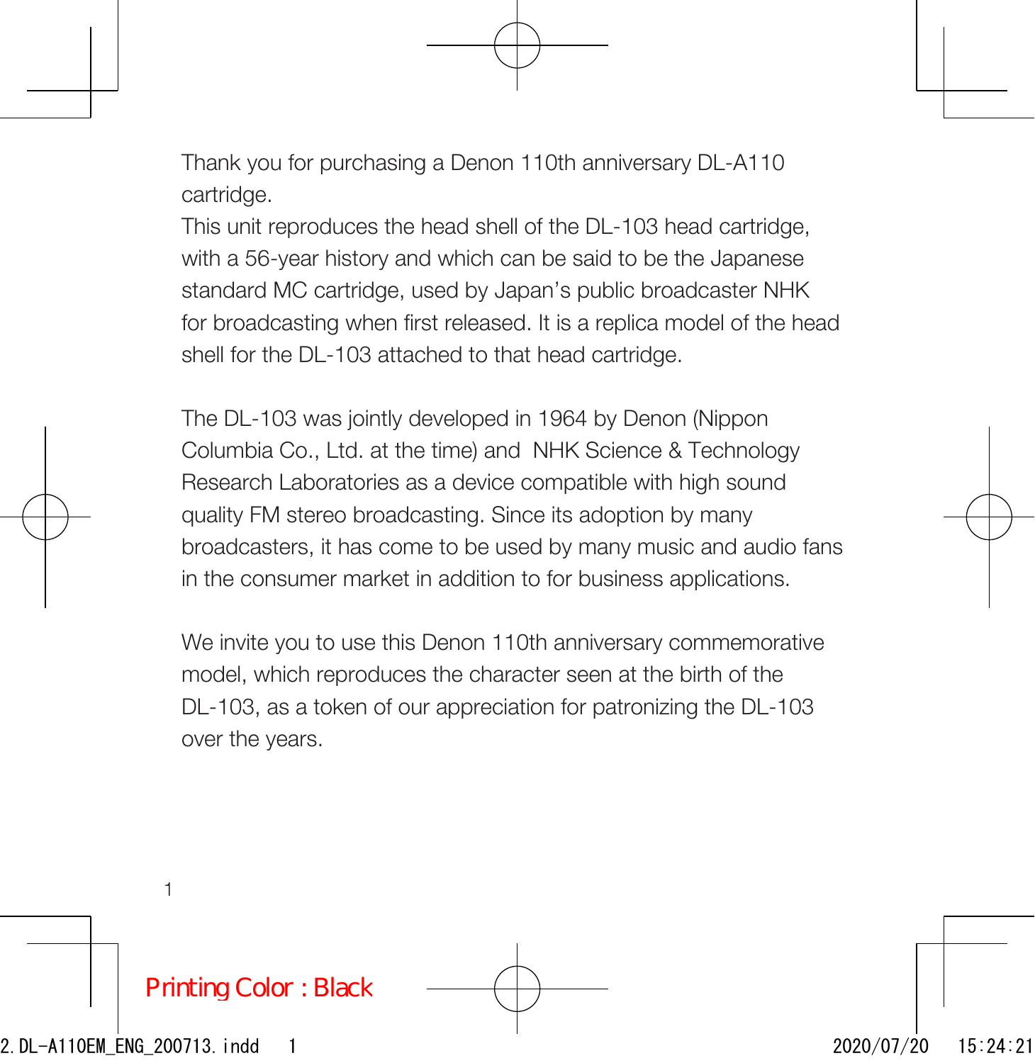Thank you for purchasing a Denon 110th anniversary DL-A110 cartridge.
This unit reproduces the head shell of the DL-103 head cartridge, with a 56-year history and which can be said to be the Japanese standard MC cartridge, used by Japan's public broadcaster NHK for broadcasting when first released. It is a replica model of the head shell for the DL-103 attached to that head cartridge.

The DL-103 was jointly developed in 1964 by Denon (Nippon Columbia Co., Ltd. at the time) and NHK Science & Technology Research Laboratories as a device compatible with high sound quality FM stereo broadcasting. Since its adoption by many broadcasters, it has come to be used by many music and audio fans in the consumer market in addition to for business applications.

We invite you to use this Denon 110th anniversary commemorative model, which reproduces the character seen at the birth of the DL-103, as a token of our appreciation for patronizing the DL-103 over the years.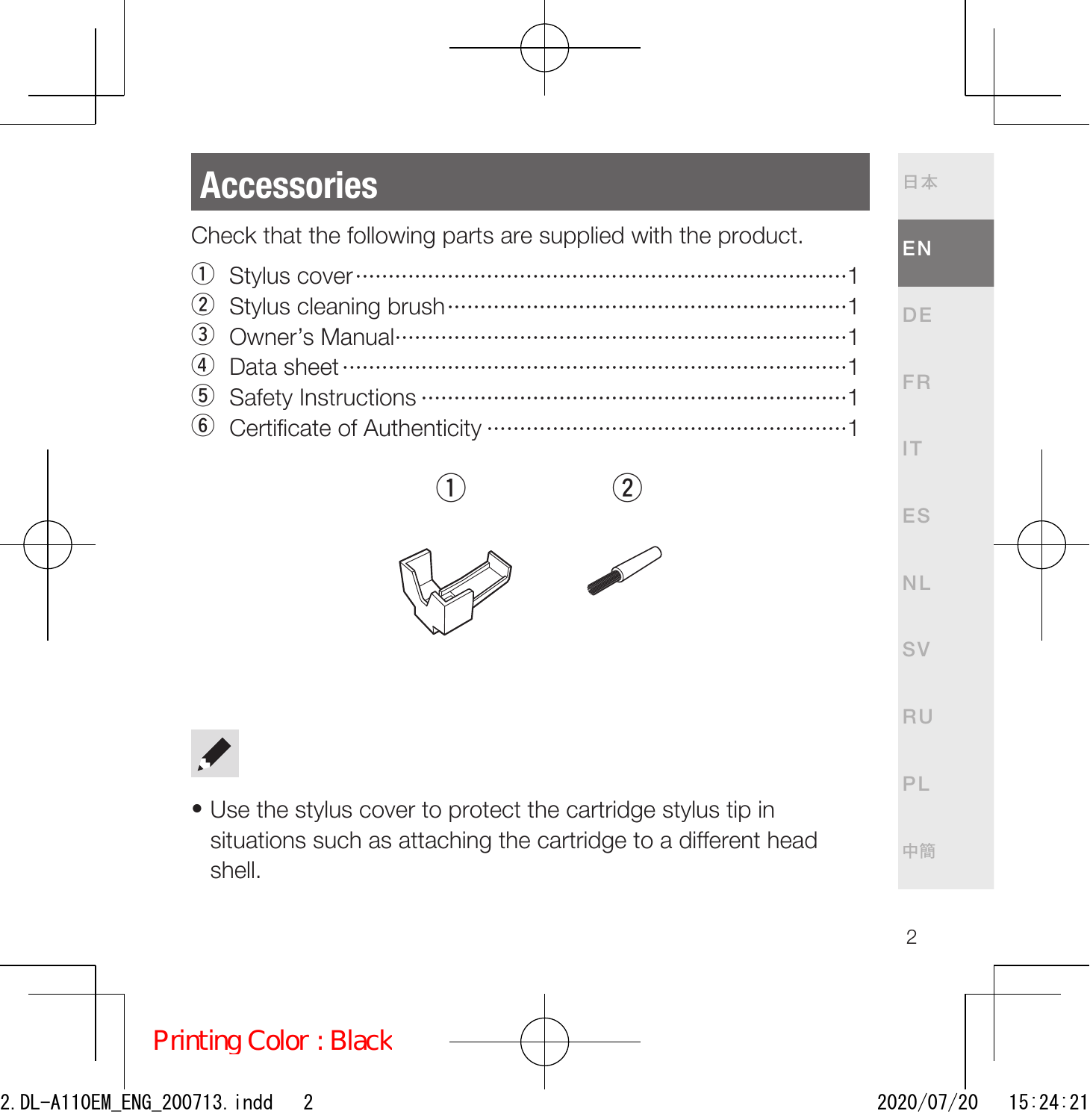## Accessories

Check that the following parts are supplied with the product.

① Stylus cover ··· 1
② Stylus cleaning brush ··· 1
③ Owner's Manual ··· 1
④ Data sheet ··· 1
⑤ Safety Instructions ··· 1
⑥ Certificate of Authenticity ··· 1

① ②

- Use the stylus cover to protect the cartridge stylus tip in situations such as attaching the cartridge to a different head shell.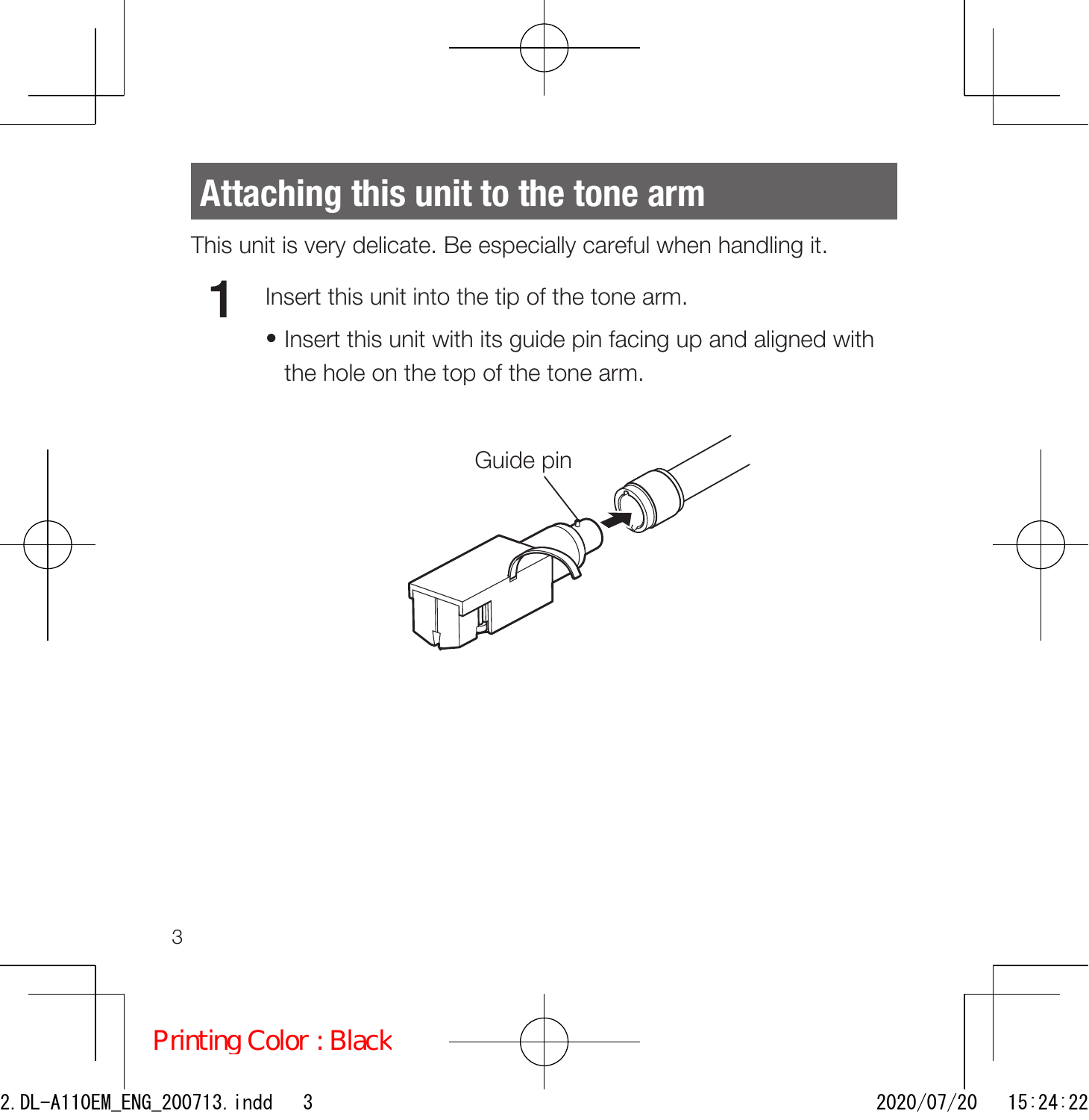## Attaching this unit to the tone arm

This unit is very delicate. Be especially careful when handling it.

1. Insert this unit into the tip of the tone arm.
   - Insert this unit with its guide pin facing up and aligned with the hole on the top of the tone arm.

Guide pin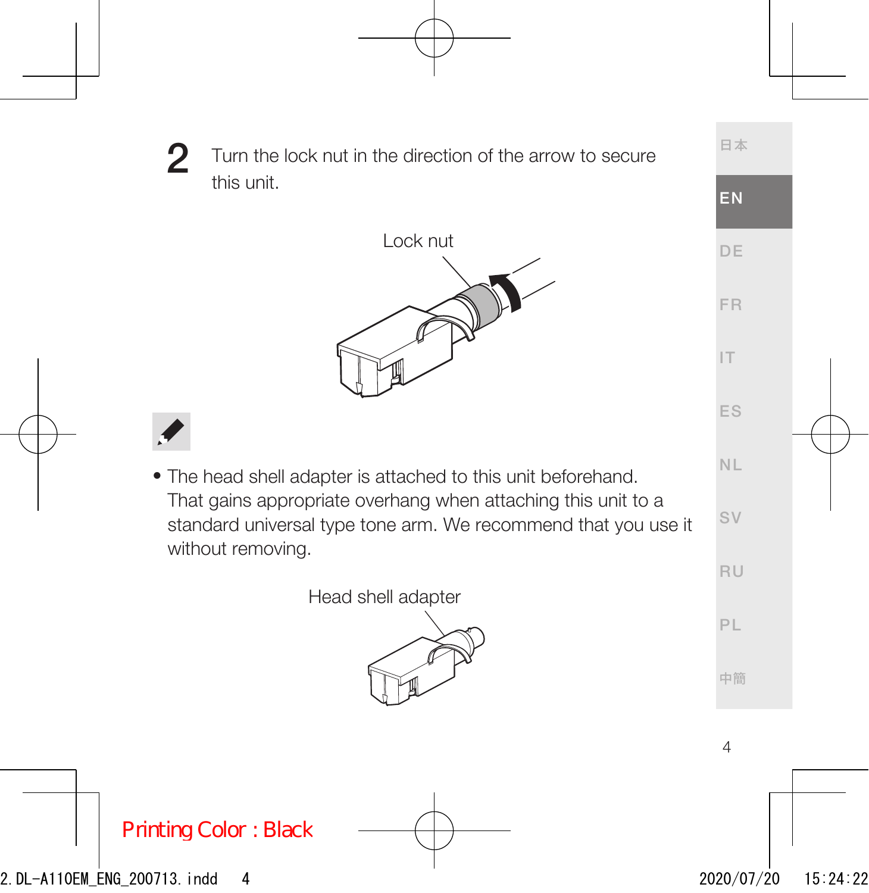2 Turn the lock nut in the direction of the arrow to secure this unit.

Lock nut

- The head shell adapter is attached to this unit beforehand.
  That gains appropriate overhang when attaching this unit to a standard universal type tone arm. We recommend that you use it without removing.

Head shell adapter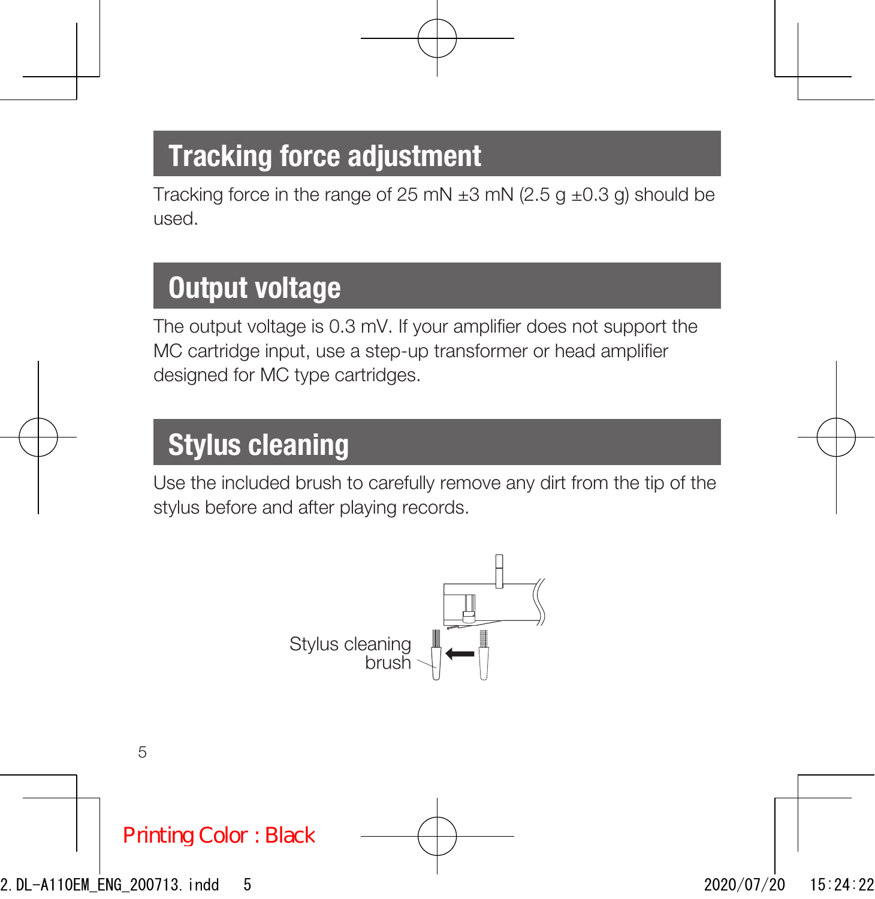## Tracking force adjustment

Tracking force in the range of 25 mN ±3 mN (2.5 g ±0.3 g) should be used.

## Output voltage

The output voltage is 0.3 mV. If your amplifier does not support the MC cartridge input, use a step-up transformer or head amplifier designed for MC type cartridges.

## Stylus cleaning

Use the included brush to carefully remove any dirt from the tip of the stylus before and after playing records.

Stylus cleaning brush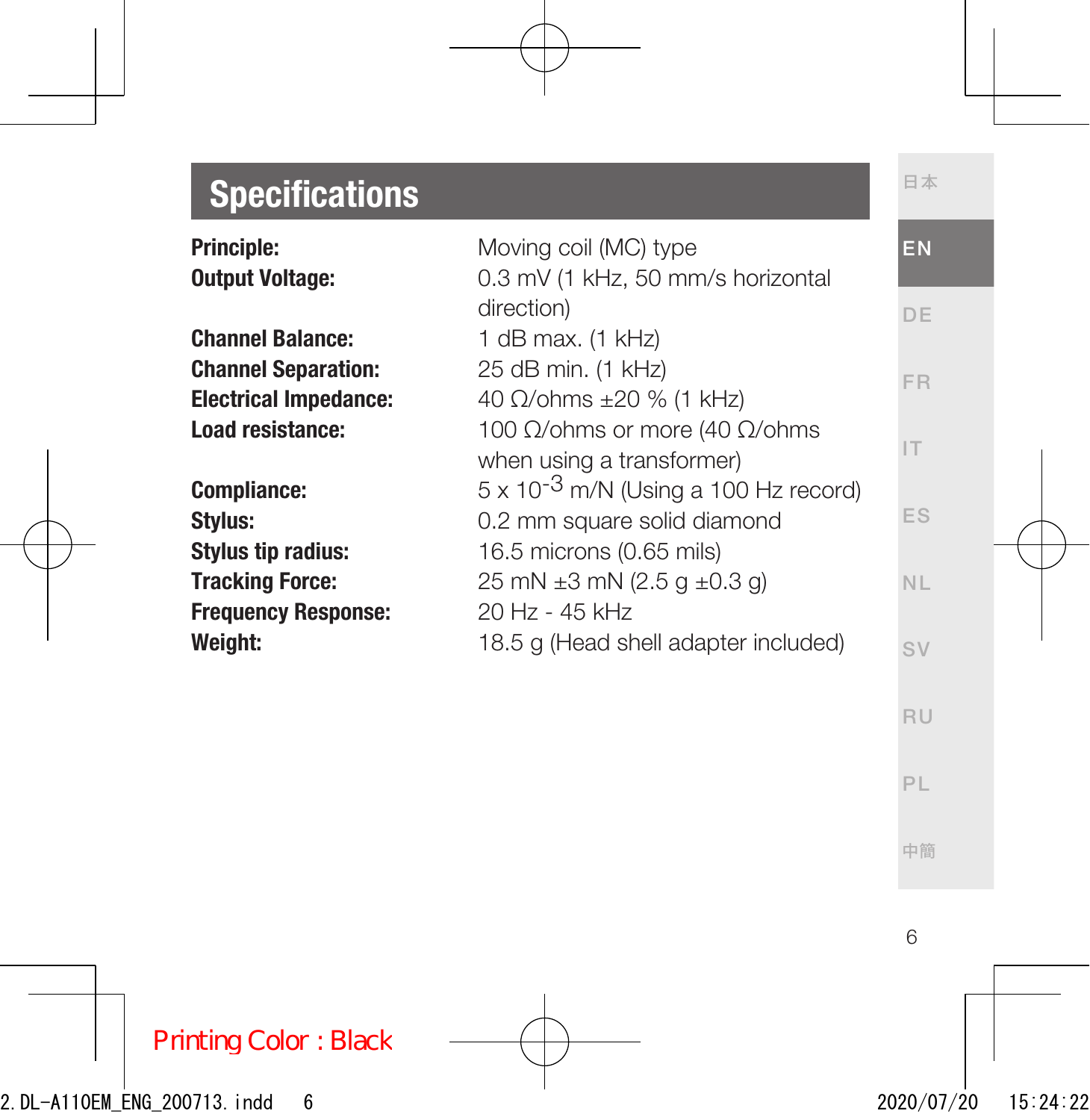## Specifications

| | |
|---|---|
| **Principle:** | Moving coil (MC) type |
| **Output Voltage:** | 0.3 mV (1 kHz, 50 mm/s horizontal direction) |
| **Channel Balance:** | 1 dB max. (1 kHz) |
| **Channel Separation:** | 25 dB min. (1 kHz) |
| **Electrical Impedance:** | 40 Ω/ohms ±20 % (1 kHz) |
| **Load resistance:** | 100 Ω/ohms or more (40 Ω/ohms when using a transformer) |
| **Compliance:** | 5 x $10^{-3}$ m/N (Using a 100 Hz record) |
| **Stylus:** | 0.2 mm square solid diamond |
| **Stylus tip radius:** | 16.5 microns (0.65 mils) |
| **Tracking Force:** | 25 mN ±3 mN (2.5 g ±0.3 g) |
| **Frequency Response:** | 20 Hz - 45 kHz |
| **Weight:** | 18.5 g (Head shell adapter included) |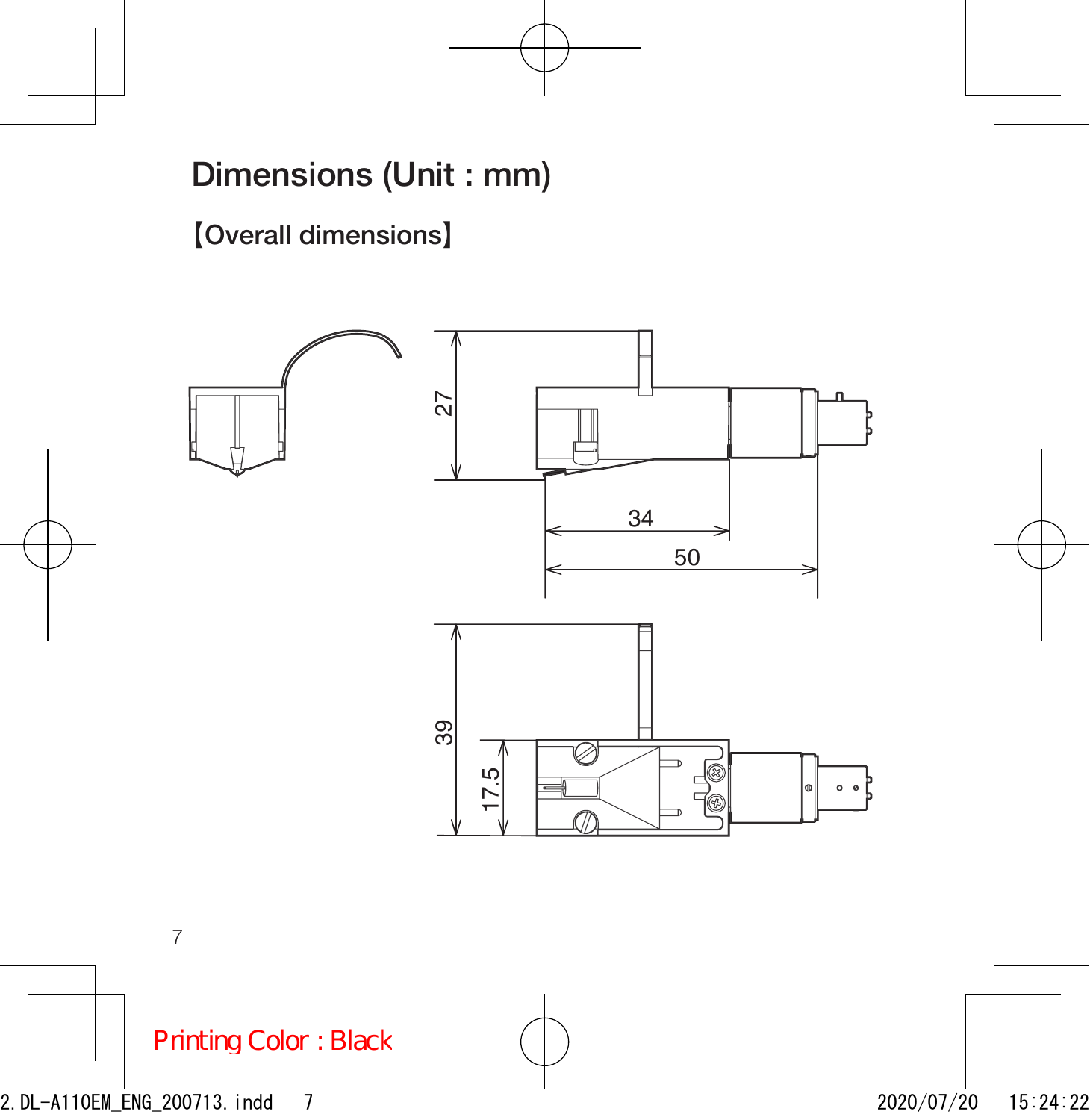# Dimensions (Unit : mm)

【Overall dimensions】

27

34

50

39

17.5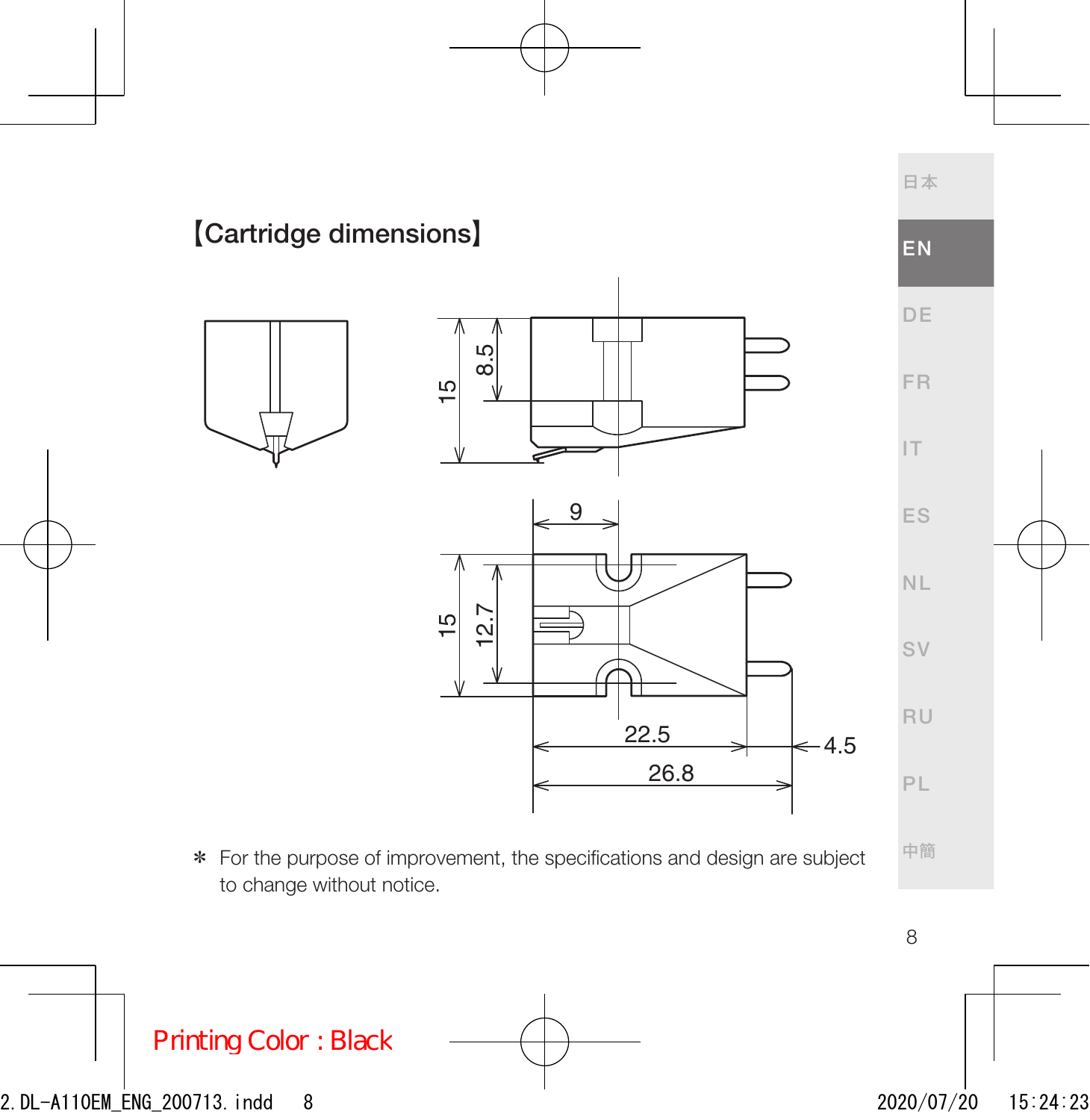## 【Cartridge dimensions】

15  8.5

9

15  12.7

22.5  4.5

26.8

＊ For the purpose of improvement, the specifications and design are subject to change without notice.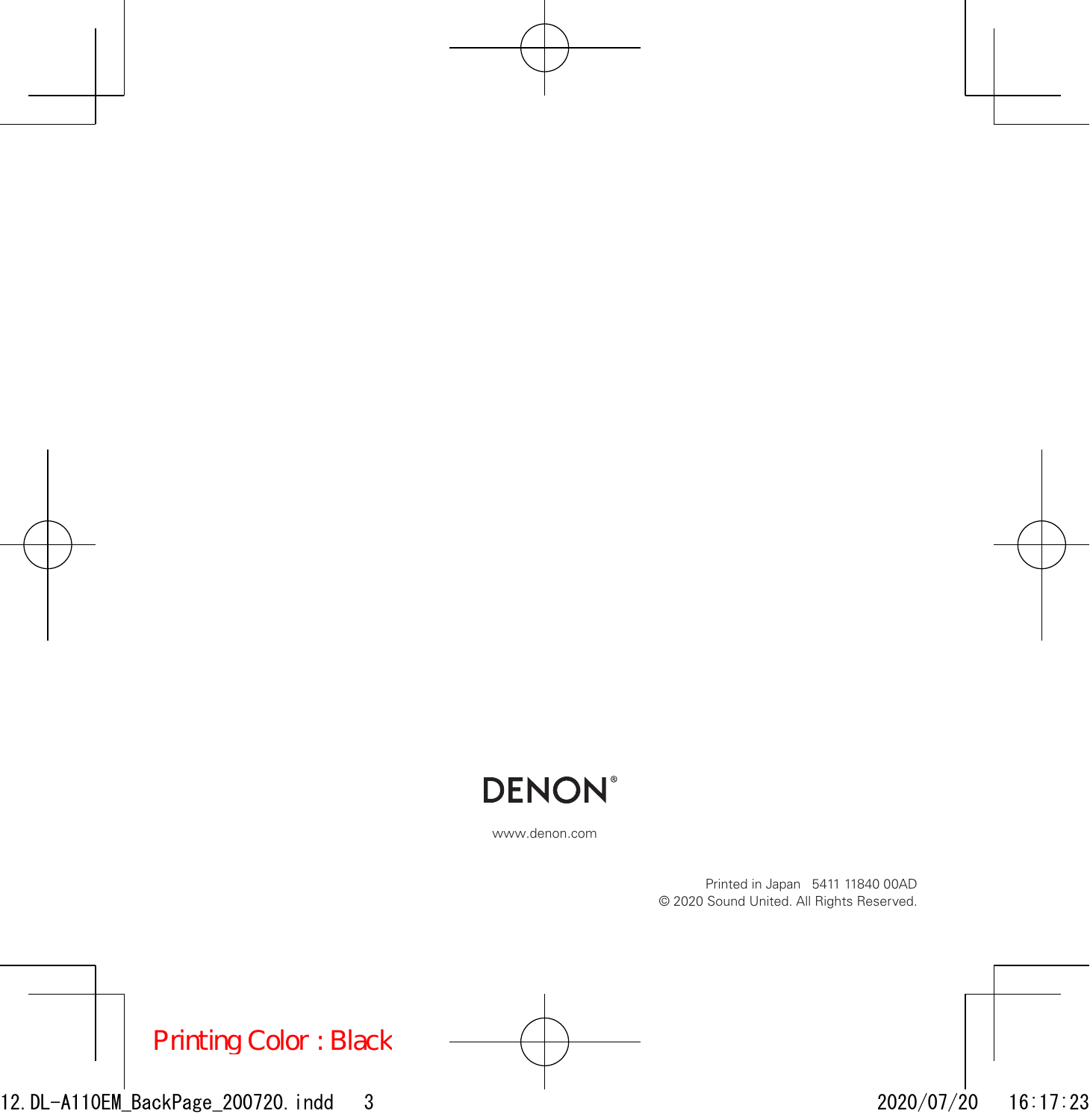DENON®

www.denon.com

Printed in Japan   5411 11840 00AD
© 2020 Sound United. All Rights Reserved.